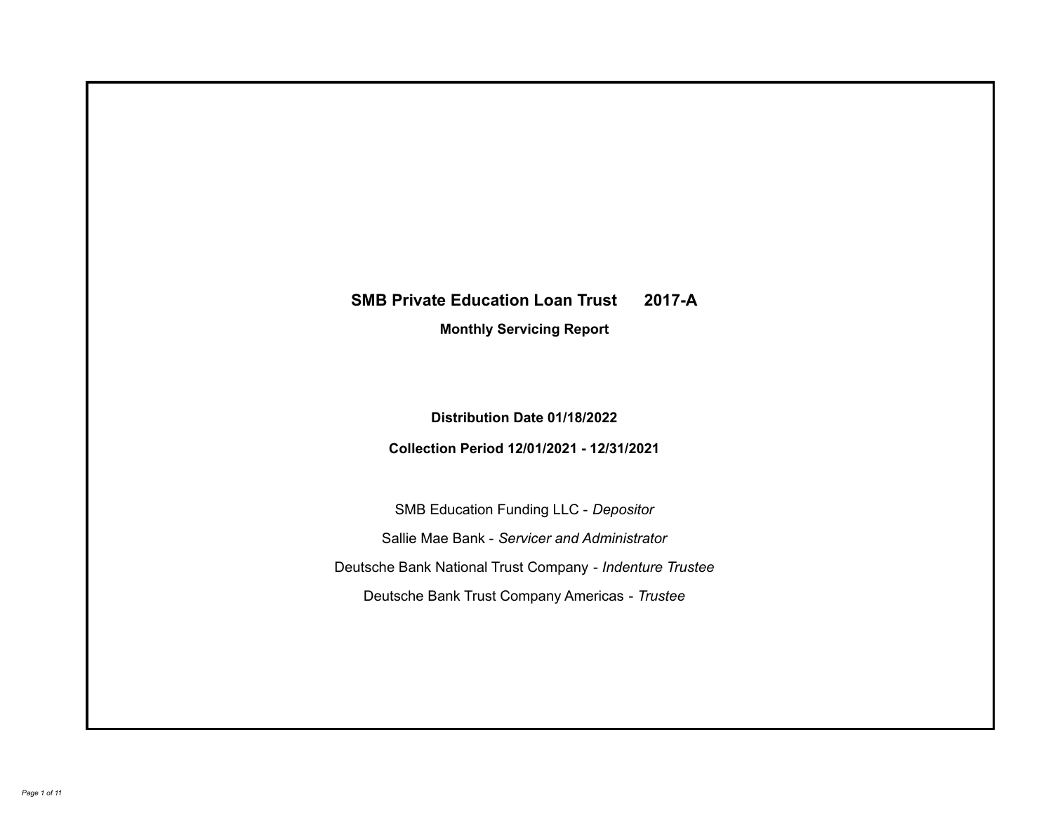# SMB Private Education Loan Trust 2017-A

## Monthly Servicing Report

**Distribution Date 01/18/2022**

**Collection Period 12/01/2021 - 12/31/2021**

SMB Education Funding LLC - *Depositor*

Sallie Mae Bank - *Servicer and Administrator*

Deutsche Bank National Trust Company - *Indenture Trustee*

Deutsche Bank Trust Company Americas - *Trustee*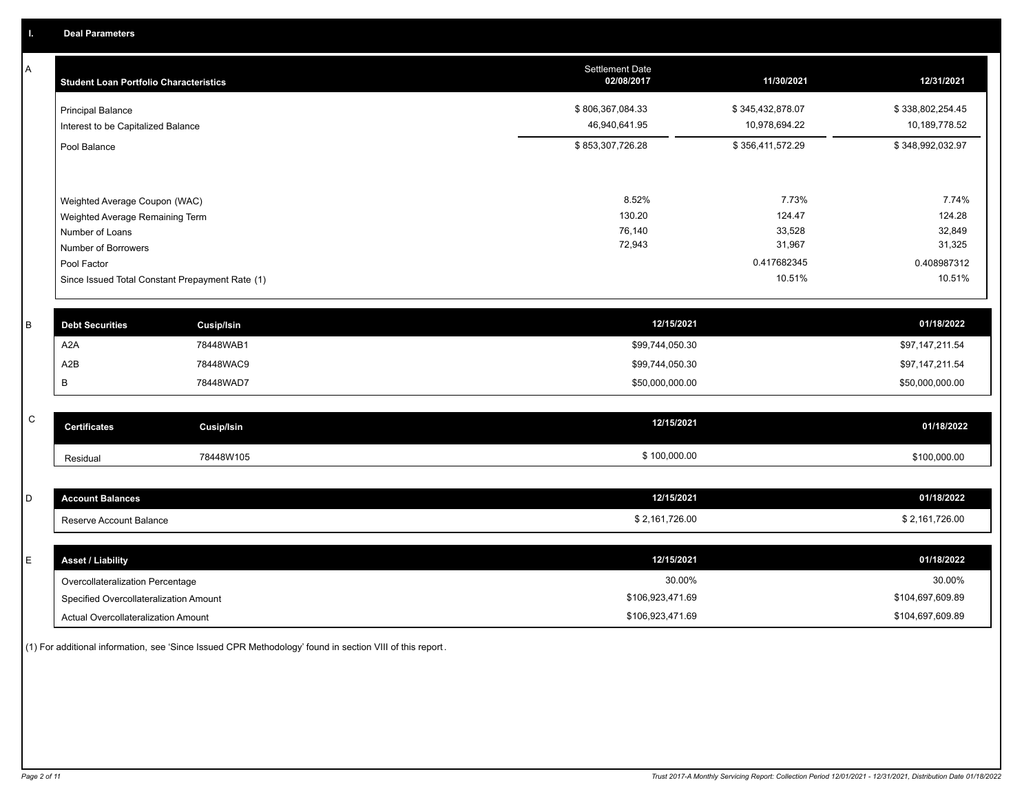## I. Deal Parameters

### A

| Student Loan Portfolio Characteristics | Settlement Date 02/08/2017 | 11/30/2021 | 12/31/2021 |
|---|---|---|---|
| Principal Balance | $ 806,367,084.33 | $ 345,432,878.07 | $ 338,802,254.45 |
| Interest to be Capitalized Balance | 46,940,641.95 | 10,978,694.22 | 10,189,778.52 |
| Pool Balance | $ 853,307,726.28 | $ 356,411,572.29 | $ 348,992,032.97 |
| Weighted Average Coupon (WAC) | 8.52% | 7.73% | 7.74% |
| Weighted Average Remaining Term | 130.20 | 124.47 | 124.28 |
| Number of Loans | 76,140 | 33,528 | 32,849 |
| Number of Borrowers | 72,943 | 31,967 | 31,325 |
| Pool Factor | | 0.417682345 | 0.408987312 |
| Since Issued Total Constant Prepayment Rate (1) | | 10.51% | 10.51% |

### B

| Debt Securities | Cusip/Isin | 12/15/2021 | 01/18/2022 |
|---|---|---|---|
| A2A | 78448WAB1 | $99,744,050.30 | $97,147,211.54 |
| A2B | 78448WAC9 | $99,744,050.30 | $97,147,211.54 |
| B | 78448WAD7 | $50,000,000.00 | $50,000,000.00 |

### C

| Certificates | Cusip/Isin | 12/15/2021 | 01/18/2022 |
|---|---|---|---|
| Residual | 78448W105 | $ 100,000.00 | $100,000.00 |

### D

| Account Balances | 12/15/2021 | 01/18/2022 |
|---|---|---|
| Reserve Account Balance | $ 2,161,726.00 | $ 2,161,726.00 |

### E

| Asset / Liability | 12/15/2021 | 01/18/2022 |
|---|---|---|
| Overcollateralization Percentage | 30.00% | 30.00% |
| Specified Overcollateralization Amount | $106,923,471.69 | $104,697,609.89 |
| Actual Overcollateralization Amount | $106,923,471.69 | $104,697,609.89 |

(1) For additional information, see 'Since Issued CPR Methodology' found in section VIII of this report.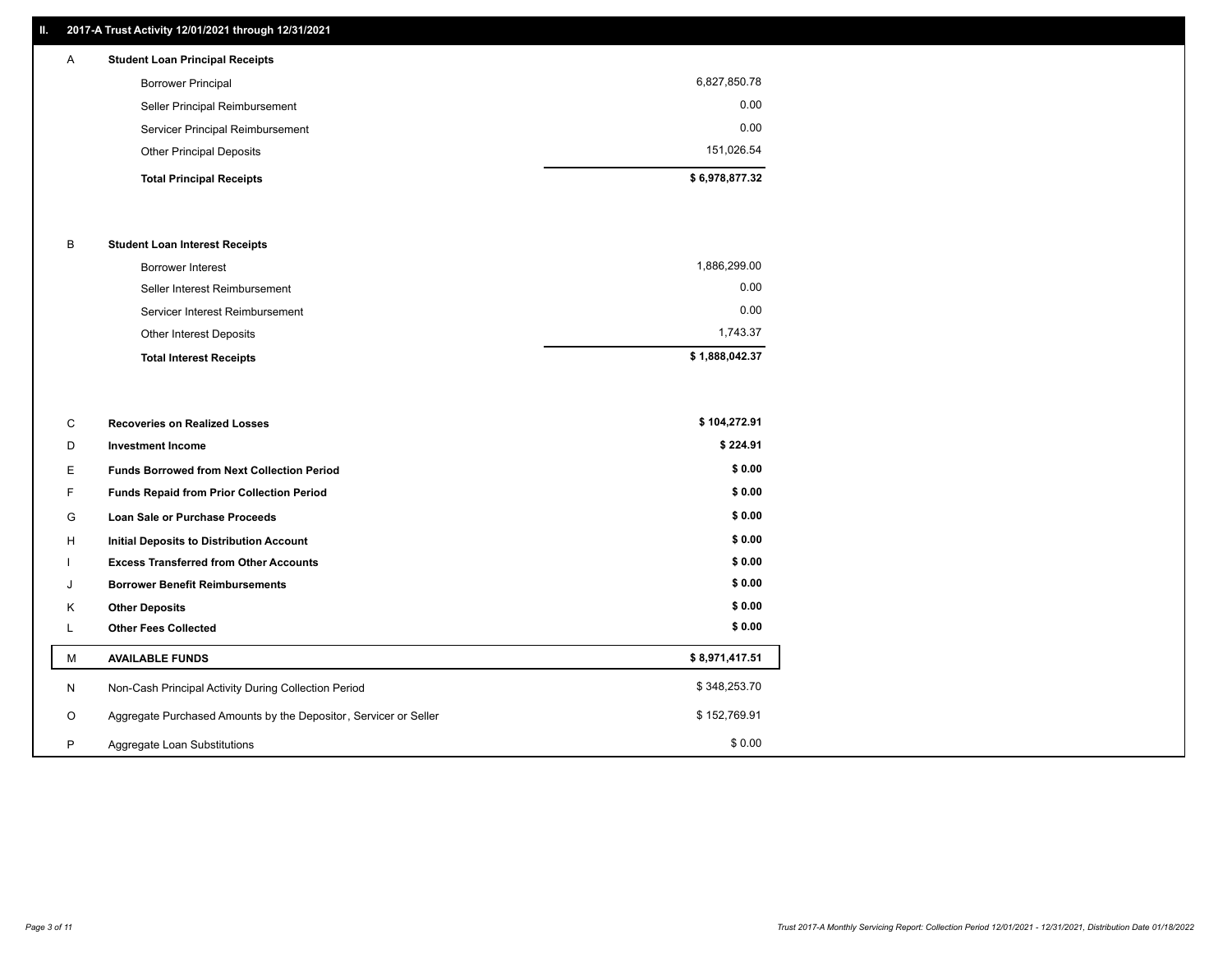## II. 2017-A Trust Activity 12/01/2021 through 12/31/2021

| | | |
|---|---|---|
| A | **Student Loan Principal Receipts** | |
| | Borrower Principal | 6,827,850.78 |
| | Seller Principal Reimbursement | 0.00 |
| | Servicer Principal Reimbursement | 0.00 |
| | Other Principal Deposits | 151,026.54 |
| | **Total Principal Receipts** | **$ 6,978,877.32** |
| B | **Student Loan Interest Receipts** | |
| | Borrower Interest | 1,886,299.00 |
| | Seller Interest Reimbursement | 0.00 |
| | Servicer Interest Reimbursement | 0.00 |
| | Other Interest Deposits | 1,743.37 |
| | **Total Interest Receipts** | **$ 1,888,042.37** |
| C | **Recoveries on Realized Losses** | **$ 104,272.91** |
| D | **Investment Income** | **$ 224.91** |
| E | **Funds Borrowed from Next Collection Period** | **$ 0.00** |
| F | **Funds Repaid from Prior Collection Period** | **$ 0.00** |
| G | **Loan Sale or Purchase Proceeds** | **$ 0.00** |
| H | **Initial Deposits to Distribution Account** | **$ 0.00** |
| I | **Excess Transferred from Other Accounts** | **$ 0.00** |
| J | **Borrower Benefit Reimbursements** | **$ 0.00** |
| K | **Other Deposits** | **$ 0.00** |
| L | **Other Fees Collected** | **$ 0.00** |
| M | **AVAILABLE FUNDS** | **$ 8,971,417.51** |
| N | Non-Cash Principal Activity During Collection Period | $ 348,253.70 |
| O | Aggregate Purchased Amounts by the Depositor, Servicer or Seller | $ 152,769.91 |
| P | Aggregate Loan Substitutions | $ 0.00 |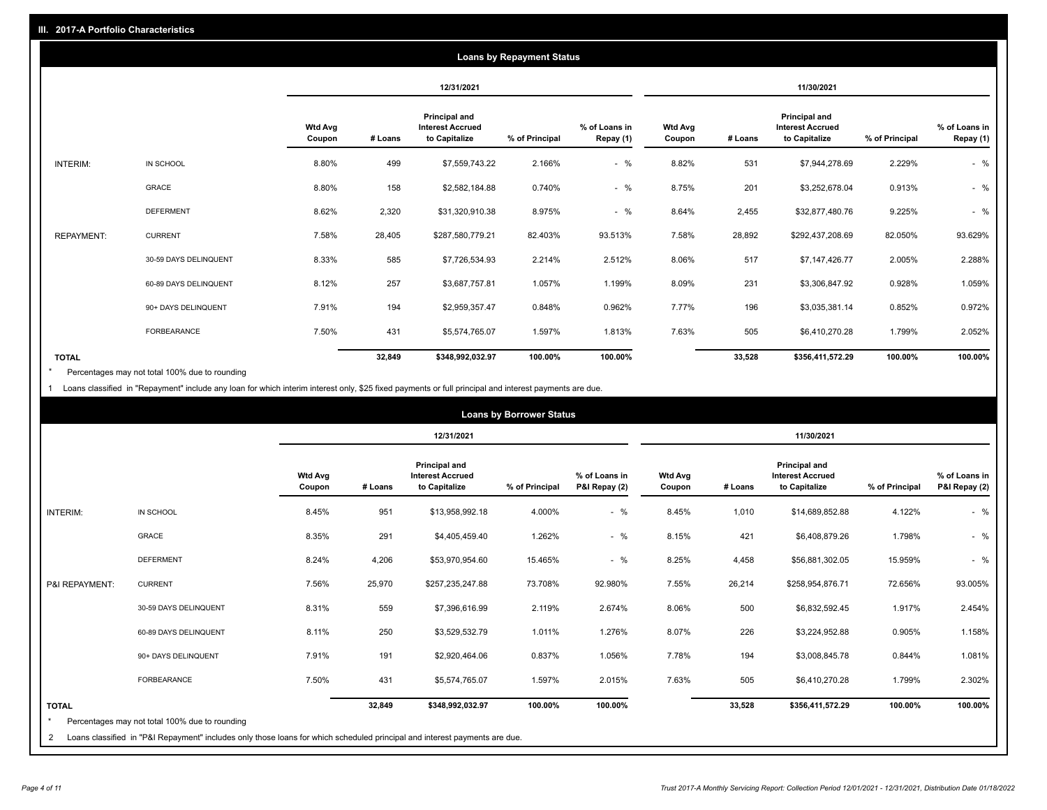## III. 2017-A Portfolio Characteristics

### Loans by Repayment Status

| | | 12/31/2021 | | | | | 11/30/2021 | | | | |
|---|---|---|---|---|---|---|---|---|---|---|---|
| | | Wtd Avg Coupon | # Loans | Principal and Interest Accrued to Capitalize | % of Principal | % of Loans in Repay (1) | Wtd Avg Coupon | # Loans | Principal and Interest Accrued to Capitalize | % of Principal | % of Loans in Repay (1) |
| INTERIM: | IN SCHOOL | 8.80% | 499 | $7,559,743.22 | 2.166% | - % | 8.82% | 531 | $7,944,278.69 | 2.229% | - % |
| | GRACE | 8.80% | 158 | $2,582,184.88 | 0.740% | - % | 8.75% | 201 | $3,252,678.04 | 0.913% | - % |
| | DEFERMENT | 8.62% | 2,320 | $31,320,910.38 | 8.975% | - % | 8.64% | 2,455 | $32,877,480.76 | 9.225% | - % |
| REPAYMENT: | CURRENT | 7.58% | 28,405 | $287,580,779.21 | 82.403% | 93.513% | 7.58% | 28,892 | $292,437,208.69 | 82.050% | 93.629% |
| | 30-59 DAYS DELINQUENT | 8.33% | 585 | $7,726,534.93 | 2.214% | 2.512% | 8.06% | 517 | $7,147,426.77 | 2.005% | 2.288% |
| | 60-89 DAYS DELINQUENT | 8.12% | 257 | $3,687,757.81 | 1.057% | 1.199% | 8.09% | 231 | $3,306,847.92 | 0.928% | 1.059% |
| | 90+ DAYS DELINQUENT | 7.91% | 194 | $2,959,357.47 | 0.848% | 0.962% | 7.77% | 196 | $3,035,381.14 | 0.852% | 0.972% |
| | FORBEARANCE | 7.50% | 431 | $5,574,765.07 | 1.597% | 1.813% | 7.63% | 505 | $6,410,270.28 | 1.799% | 2.052% |
| **TOTAL** | | | **32,849** | **$348,992,032.97** | **100.00%** | **100.00%** | | **33,528** | **$356,411,572.29** | **100.00%** | **100.00%** |

\* Percentages may not total 100% due to rounding

1 Loans classified in "Repayment" include any loan for which interim interest only, $25 fixed payments or full principal and interest payments are due.

### Loans by Borrower Status

| | | 12/31/2021 | | | | | 11/30/2021 | | | | |
|---|---|---|---|---|---|---|---|---|---|---|---|
| | | Wtd Avg Coupon | # Loans | Principal and Interest Accrued to Capitalize | % of Principal | % of Loans in P&I Repay (2) | Wtd Avg Coupon | # Loans | Principal and Interest Accrued to Capitalize | % of Principal | % of Loans in P&I Repay (2) |
| INTERIM: | IN SCHOOL | 8.45% | 951 | $13,958,992.18 | 4.000% | - % | 8.45% | 1,010 | $14,689,852.88 | 4.122% | - % |
| | GRACE | 8.35% | 291 | $4,405,459.40 | 1.262% | - % | 8.15% | 421 | $6,408,879.26 | 1.798% | - % |
| | DEFERMENT | 8.24% | 4,206 | $53,970,954.60 | 15.465% | - % | 8.25% | 4,458 | $56,881,302.05 | 15.959% | - % |
| P&I REPAYMENT: | CURRENT | 7.56% | 25,970 | $257,235,247.88 | 73.708% | 92.980% | 7.55% | 26,214 | $258,954,876.71 | 72.656% | 93.005% |
| | 30-59 DAYS DELINQUENT | 8.31% | 559 | $7,396,616.99 | 2.119% | 2.674% | 8.06% | 500 | $6,832,592.45 | 1.917% | 2.454% |
| | 60-89 DAYS DELINQUENT | 8.11% | 250 | $3,529,532.79 | 1.011% | 1.276% | 8.07% | 226 | $3,224,952.88 | 0.905% | 1.158% |
| | 90+ DAYS DELINQUENT | 7.91% | 191 | $2,920,464.06 | 0.837% | 1.056% | 7.78% | 194 | $3,008,845.78 | 0.844% | 1.081% |
| | FORBEARANCE | 7.50% | 431 | $5,574,765.07 | 1.597% | 2.015% | 7.63% | 505 | $6,410,270.28 | 1.799% | 2.302% |
| **TOTAL** | | | **32,849** | **$348,992,032.97** | **100.00%** | **100.00%** | | **33,528** | **$356,411,572.29** | **100.00%** | **100.00%** |

\* Percentages may not total 100% due to rounding

2 Loans classified in "P&I Repayment" includes only those loans for which scheduled principal and interest payments are due.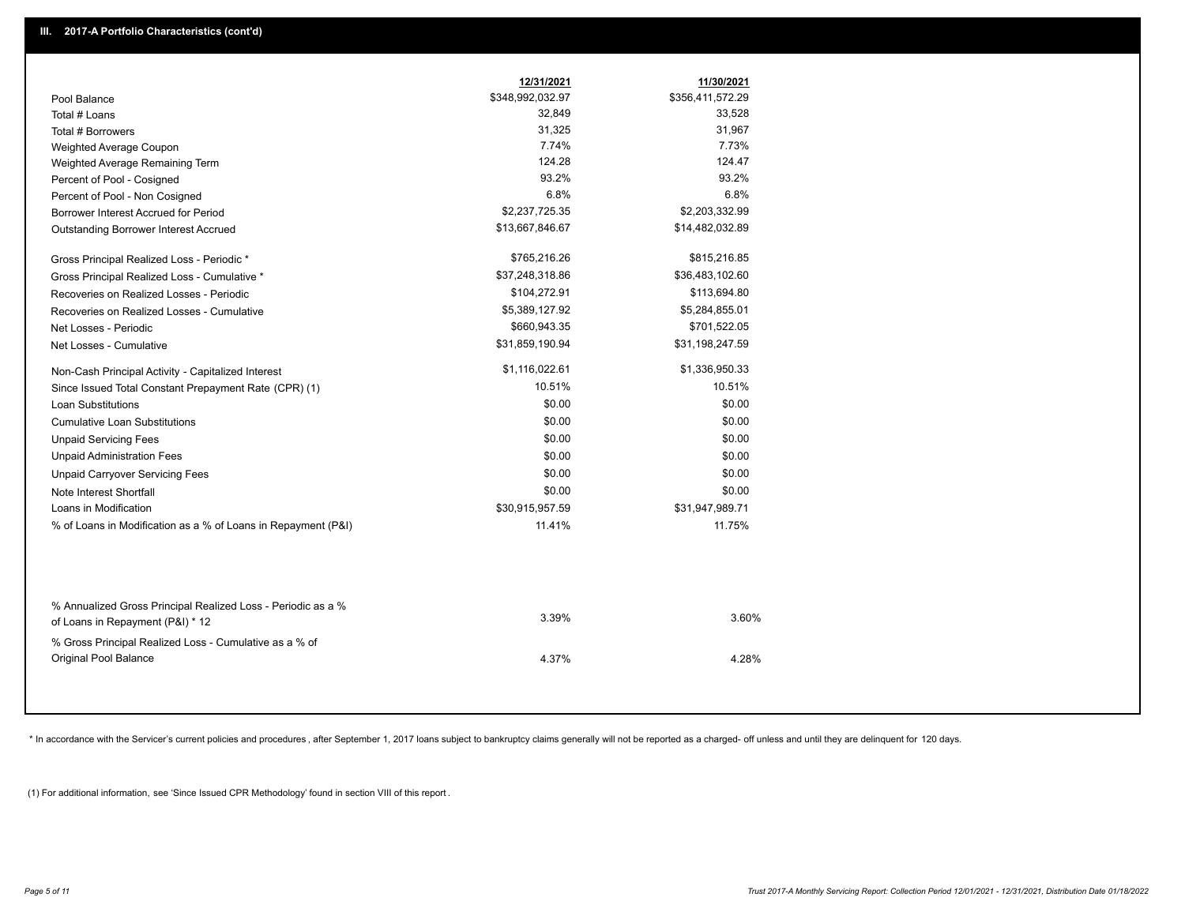### III. 2017-A Portfolio Characteristics (cont'd)

| | 12/31/2021 | 11/30/2021 |
|---|---|---|
| Pool Balance | $348,992,032.97 | $356,411,572.29 |
| Total # Loans | 32,849 | 33,528 |
| Total # Borrowers | 31,325 | 31,967 |
| Weighted Average Coupon | 7.74% | 7.73% |
| Weighted Average Remaining Term | 124.28 | 124.47 |
| Percent of Pool - Cosigned | 93.2% | 93.2% |
| Percent of Pool - Non Cosigned | 6.8% | 6.8% |
| Borrower Interest Accrued for Period | $2,237,725.35 | $2,203,332.99 |
| Outstanding Borrower Interest Accrued | $13,667,846.67 | $14,482,032.89 |
| Gross Principal Realized Loss - Periodic * | $765,216.26 | $815,216.85 |
| Gross Principal Realized Loss - Cumulative * | $37,248,318.86 | $36,483,102.60 |
| Recoveries on Realized Losses - Periodic | $104,272.91 | $113,694.80 |
| Recoveries on Realized Losses - Cumulative | $5,389,127.92 | $5,284,855.01 |
| Net Losses - Periodic | $660,943.35 | $701,522.05 |
| Net Losses - Cumulative | $31,859,190.94 | $31,198,247.59 |
| Non-Cash Principal Activity - Capitalized Interest | $1,116,022.61 | $1,336,950.33 |
| Since Issued Total Constant Prepayment Rate (CPR) (1) | 10.51% | 10.51% |
| Loan Substitutions | $0.00 | $0.00 |
| Cumulative Loan Substitutions | $0.00 | $0.00 |
| Unpaid Servicing Fees | $0.00 | $0.00 |
| Unpaid Administration Fees | $0.00 | $0.00 |
| Unpaid Carryover Servicing Fees | $0.00 | $0.00 |
| Note Interest Shortfall | $0.00 | $0.00 |
| Loans in Modification | $30,915,957.59 | $31,947,989.71 |
| % of Loans in Modification as a % of Loans in Repayment (P&I) | 11.41% | 11.75% |
| % Annualized Gross Principal Realized Loss - Periodic as a % of Loans in Repayment (P&I) * 12 | 3.39% | 3.60% |
| % Gross Principal Realized Loss - Cumulative as a % of Original Pool Balance | 4.37% | 4.28% |

* In accordance with the Servicer's current policies and procedures , after September 1, 2017 loans subject to bankruptcy claims generally will not be reported as a charged- off unless and until they are delinquent for 120 days.

(1) For additional information, see 'Since Issued CPR Methodology' found in section VIII of this report .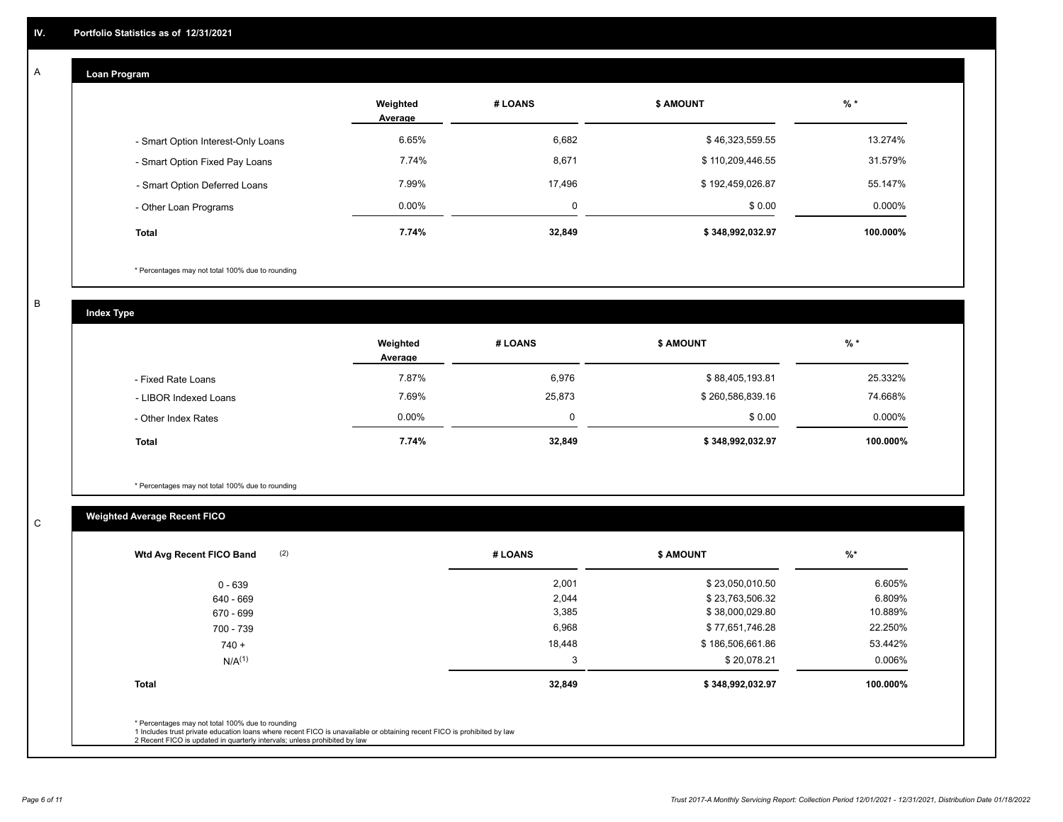## IV. Portfolio Statistics as of 12/31/2021

### A. Loan Program

| | Weighted Average | # LOANS | $ AMOUNT | % * |
|---|---|---|---|---|
| - Smart Option Interest-Only Loans | 6.65% | 6,682 | $ 46,323,559.55 | 13.274% |
| - Smart Option Fixed Pay Loans | 7.74% | 8,671 | $ 110,209,446.55 | 31.579% |
| - Smart Option Deferred Loans | 7.99% | 17,496 | $ 192,459,026.87 | 55.147% |
| - Other Loan Programs | 0.00% | 0 | $ 0.00 | 0.000% |
| **Total** | **7.74%** | **32,849** | **$ 348,992,032.97** | **100.000%** |

* Percentages may not total 100% due to rounding

### B. Index Type

| | Weighted Average | # LOANS | $ AMOUNT | % * |
|---|---|---|---|---|
| - Fixed Rate Loans | 7.87% | 6,976 | $ 88,405,193.81 | 25.332% |
| - LIBOR Indexed Loans | 7.69% | 25,873 | $ 260,586,839.16 | 74.668% |
| - Other Index Rates | 0.00% | 0 | $ 0.00 | 0.000% |
| **Total** | **7.74%** | **32,849** | **$ 348,992,032.97** | **100.000%** |

* Percentages may not total 100% due to rounding

### C. Weighted Average Recent FICO

| Wtd Avg Recent FICO Band (2) | # LOANS | $ AMOUNT | %* |
|---|---|---|---|
| 0 - 639 | 2,001 | $ 23,050,010.50 | 6.605% |
| 640 - 669 | 2,044 | $ 23,763,506.32 | 6.809% |
| 670 - 699 | 3,385 | $ 38,000,029.80 | 10.889% |
| 700 - 739 | 6,968 | $ 77,651,746.28 | 22.250% |
| 740 + | 18,448 | $ 186,506,661.86 | 53.442% |
| N/A(1) | 3 | $ 20,078.21 | 0.006% |
| **Total** | **32,849** | **$ 348,992,032.97** | **100.000%** |

* Percentages may not total 100% due to rounding
1 Includes trust private education loans where recent FICO is unavailable or obtaining recent FICO is prohibited by law
2 Recent FICO is updated in quarterly intervals; unless prohibited by law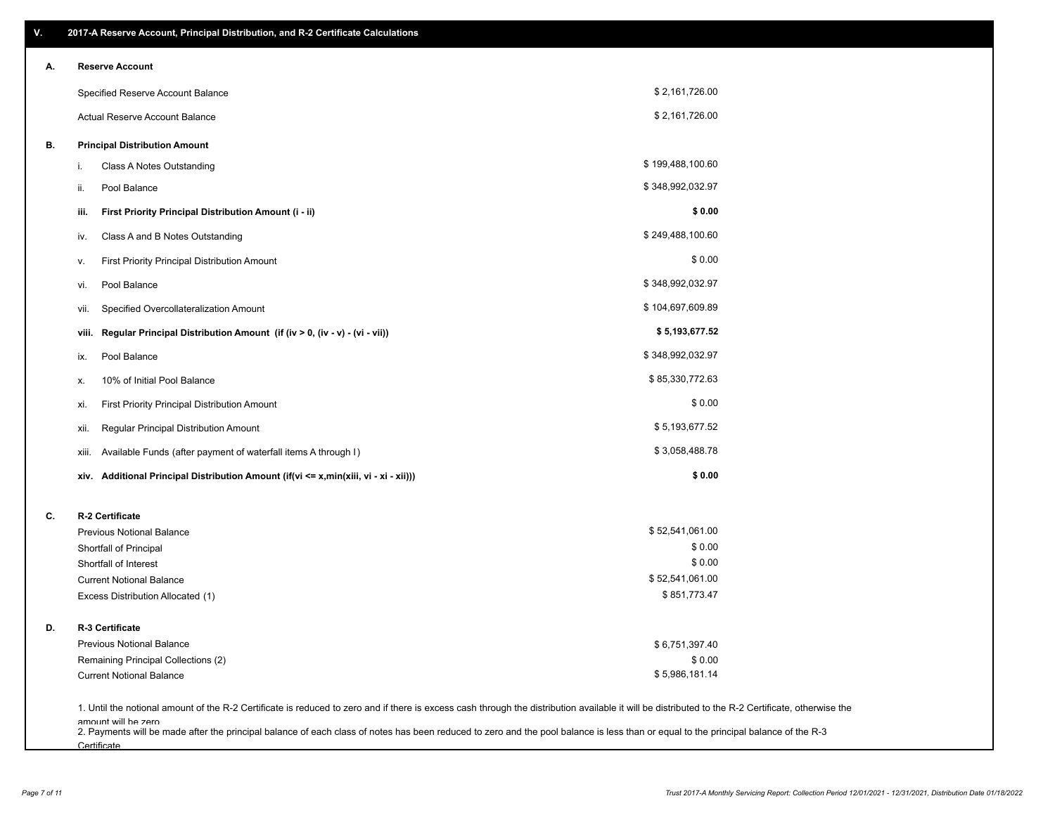## V. 2017-A Reserve Account, Principal Distribution, and R-2 Certificate Calculations

### A. Reserve Account

| | |
|---|---|
| Specified Reserve Account Balance | $ 2,161,726.00 |
| Actual Reserve Account Balance | $ 2,161,726.00 |

### B. Principal Distribution Amount

| | | |
|---|---|---|
| i. | Class A Notes Outstanding | $ 199,488,100.60 |
| ii. | Pool Balance | $ 348,992,032.97 |
| **iii.** | **First Priority Principal Distribution Amount (i - ii)** | **$ 0.00** |
| iv. | Class A and B Notes Outstanding | $ 249,488,100.60 |
| v. | First Priority Principal Distribution Amount | $ 0.00 |
| vi. | Pool Balance | $ 348,992,032.97 |
| vii. | Specified Overcollateralization Amount | $ 104,697,609.89 |
| **viii.** | **Regular Principal Distribution Amount (if (iv > 0, (iv - v) - (vi - vii))** | **$ 5,193,677.52** |
| ix. | Pool Balance | $ 348,992,032.97 |
| x. | 10% of Initial Pool Balance | $ 85,330,772.63 |
| xi. | First Priority Principal Distribution Amount | $ 0.00 |
| xii. | Regular Principal Distribution Amount | $ 5,193,677.52 |
| xiii. | Available Funds (after payment of waterfall items A through I) | $ 3,058,488.78 |
| **xiv.** | **Additional Principal Distribution Amount (if(vi <= x,min(xiii, vi - xi - xii)))** | **$ 0.00** |

### C. R-2 Certificate

| | |
|---|---|
| Previous Notional Balance | $ 52,541,061.00 |
| Shortfall of Principal | $ 0.00 |
| Shortfall of Interest | $ 0.00 |
| Current Notional Balance | $ 52,541,061.00 |
| Excess Distribution Allocated (1) | $ 851,773.47 |

### D. R-3 Certificate

| | |
|---|---|
| Previous Notional Balance | $ 6,751,397.40 |
| Remaining Principal Collections (2) | $ 0.00 |
| Current Notional Balance | $ 5,986,181.14 |

1. Until the notional amount of the R-2 Certificate is reduced to zero and if there is excess cash through the distribution available it will be distributed to the R-2 Certificate, otherwise the amount will be zero
2. Payments will be made after the principal balance of each class of notes has been reduced to zero and the pool balance is less than or equal to the principal balance of the R-3 Certificate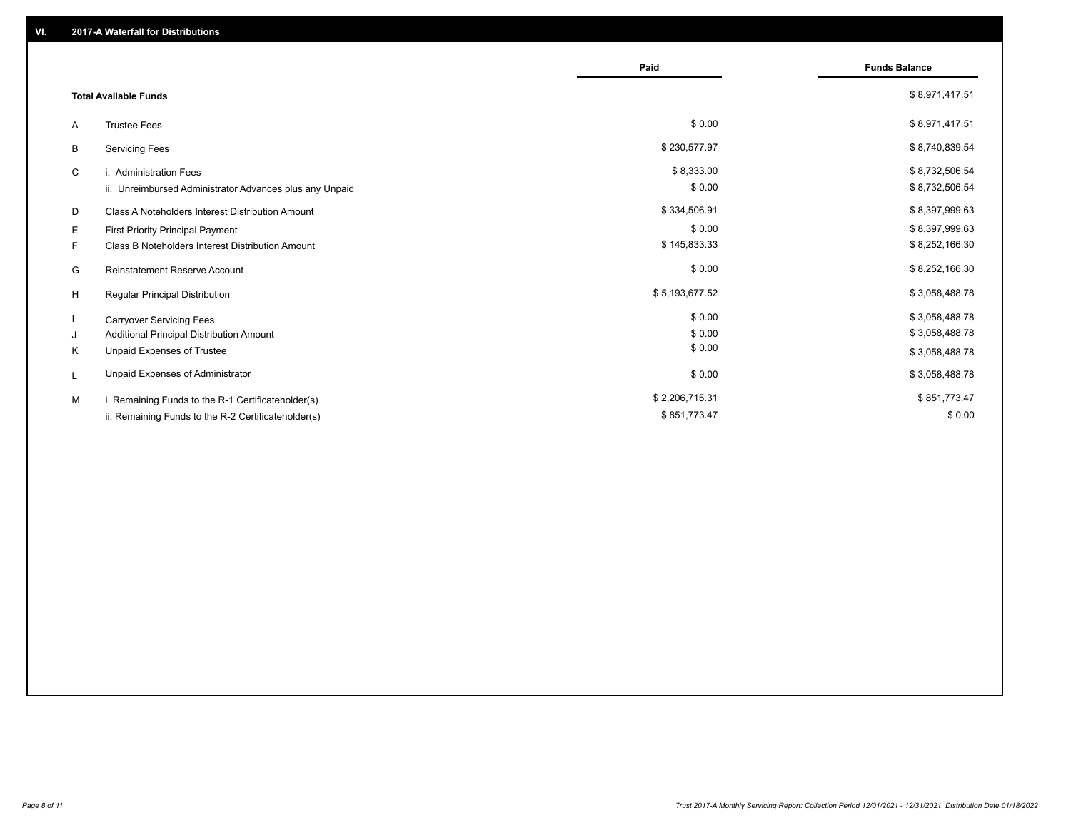## VI. 2017-A Waterfall for Distributions

| | | Paid | Funds Balance |
|---|---|---|---|
| | **Total Available Funds** | | $ 8,971,417.51 |
| A | Trustee Fees | $ 0.00 | $ 8,971,417.51 |
| B | Servicing Fees | $ 230,577.97 | $ 8,740,839.54 |
| C | i. Administration Fees | $ 8,333.00 | $ 8,732,506.54 |
| | ii. Unreimbursed Administrator Advances plus any Unpaid | $ 0.00 | $ 8,732,506.54 |
| D | Class A Noteholders Interest Distribution Amount | $ 334,506.91 | $ 8,397,999.63 |
| E | First Priority Principal Payment | $ 0.00 | $ 8,397,999.63 |
| F | Class B Noteholders Interest Distribution Amount | $ 145,833.33 | $ 8,252,166.30 |
| G | Reinstatement Reserve Account | $ 0.00 | $ 8,252,166.30 |
| H | Regular Principal Distribution | $ 5,193,677.52 | $ 3,058,488.78 |
| I | Carryover Servicing Fees | $ 0.00 | $ 3,058,488.78 |
| J | Additional Principal Distribution Amount | $ 0.00 | $ 3,058,488.78 |
| K | Unpaid Expenses of Trustee | $ 0.00 | $ 3,058,488.78 |
| L | Unpaid Expenses of Administrator | $ 0.00 | $ 3,058,488.78 |
| M | i. Remaining Funds to the R-1 Certificateholder(s) | $ 2,206,715.31 | $ 851,773.47 |
| | ii. Remaining Funds to the R-2 Certificateholder(s) | $ 851,773.47 | $ 0.00 |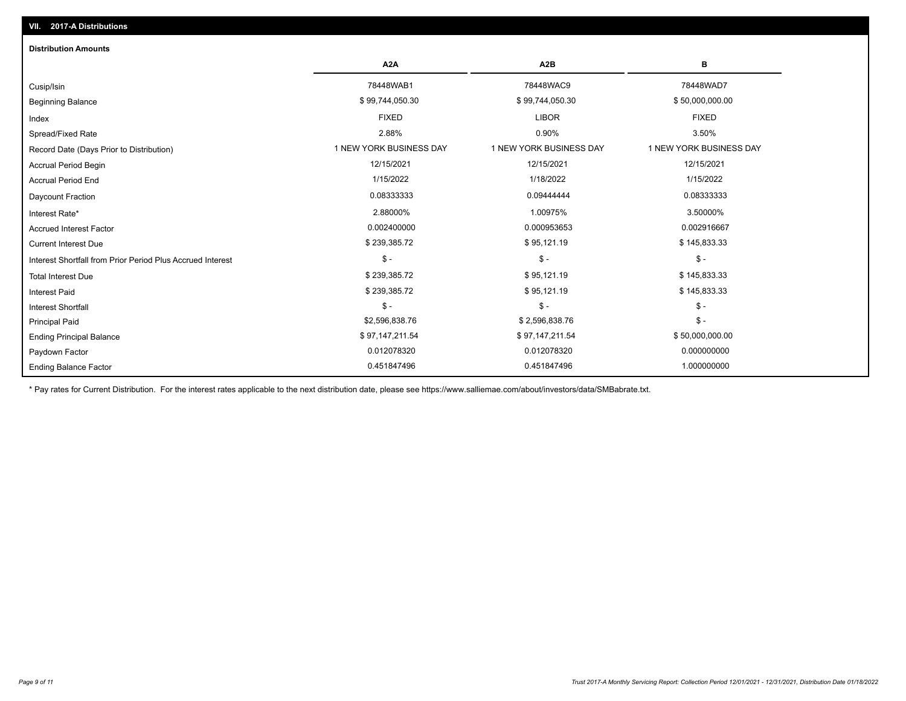## VII. 2017-A Distributions

### Distribution Amounts

| | A2A | A2B | B |
|---|---|---|---|
| Cusip/Isin | 78448WAB1 | 78448WAC9 | 78448WAD7 |
| Beginning Balance | $ 99,744,050.30 | $ 99,744,050.30 | $ 50,000,000.00 |
| Index | FIXED | LIBOR | FIXED |
| Spread/Fixed Rate | 2.88% | 0.90% | 3.50% |
| Record Date (Days Prior to Distribution) | 1 NEW YORK BUSINESS DAY | 1 NEW YORK BUSINESS DAY | 1 NEW YORK BUSINESS DAY |
| Accrual Period Begin | 12/15/2021 | 12/15/2021 | 12/15/2021 |
| Accrual Period End | 1/15/2022 | 1/18/2022 | 1/15/2022 |
| Daycount Fraction | 0.08333333 | 0.09444444 | 0.08333333 |
| Interest Rate* | 2.88000% | 1.00975% | 3.50000% |
| Accrued Interest Factor | 0.002400000 | 0.000953653 | 0.002916667 |
| Current Interest Due | $ 239,385.72 | $ 95,121.19 | $ 145,833.33 |
| Interest Shortfall from Prior Period Plus Accrued Interest | $ - | $ - | $ - |
| Total Interest Due | $ 239,385.72 | $ 95,121.19 | $ 145,833.33 |
| Interest Paid | $ 239,385.72 | $ 95,121.19 | $ 145,833.33 |
| Interest Shortfall | $ - | $ - | $ - |
| Principal Paid | $2,596,838.76 | $ 2,596,838.76 | $ - |
| Ending Principal Balance | $ 97,147,211.54 | $ 97,147,211.54 | $ 50,000,000.00 |
| Paydown Factor | 0.012078320 | 0.012078320 | 0.000000000 |
| Ending Balance Factor | 0.451847496 | 0.451847496 | 1.000000000 |

\* Pay rates for Current Distribution. For the interest rates applicable to the next distribution date, please see https://www.salliemae.com/about/investors/data/SMBabrate.txt.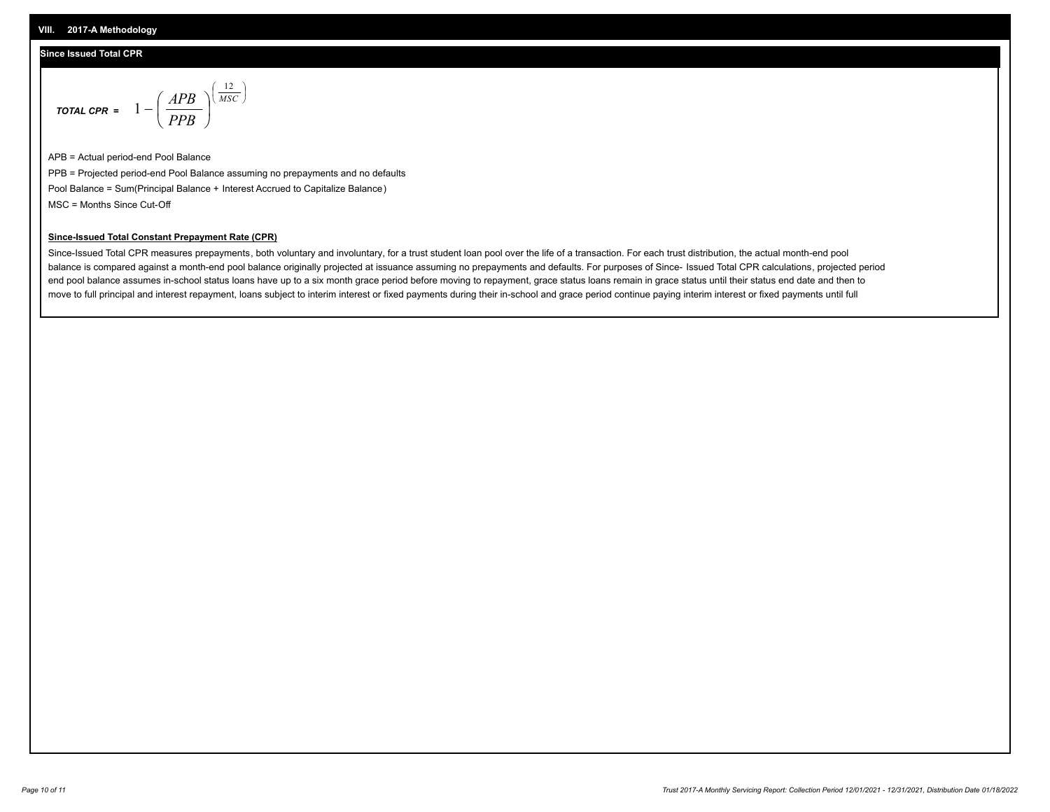## VIII. 2017-A Methodology

### Since Issued Total CPR

$$\textbf{\textit{TOTAL CPR}} = 1 - \left( \frac{APB}{PPB} \right)^{\left( \frac{12}{MSC} \right)}$$

APB = Actual period-end Pool Balance

PPB = Projected period-end Pool Balance assuming no prepayments and no defaults

Pool Balance = Sum(Principal Balance + Interest Accrued to Capitalize Balance)

MSC = Months Since Cut-Off

**Since-Issued Total Constant Prepayment Rate (CPR)**

Since-Issued Total CPR measures prepayments, both voluntary and involuntary, for a trust student loan pool over the life of a transaction. For each trust distribution, the actual month-end pool balance is compared against a month-end pool balance originally projected at issuance assuming no prepayments and defaults. For purposes of Since- Issued Total CPR calculations, projected period end pool balance assumes in-school status loans have up to a six month grace period before moving to repayment, grace status loans remain in grace status until their status end date and then to move to full principal and interest repayment, loans subject to interim interest or fixed payments during their in-school and grace period continue paying interim interest or fixed payments until full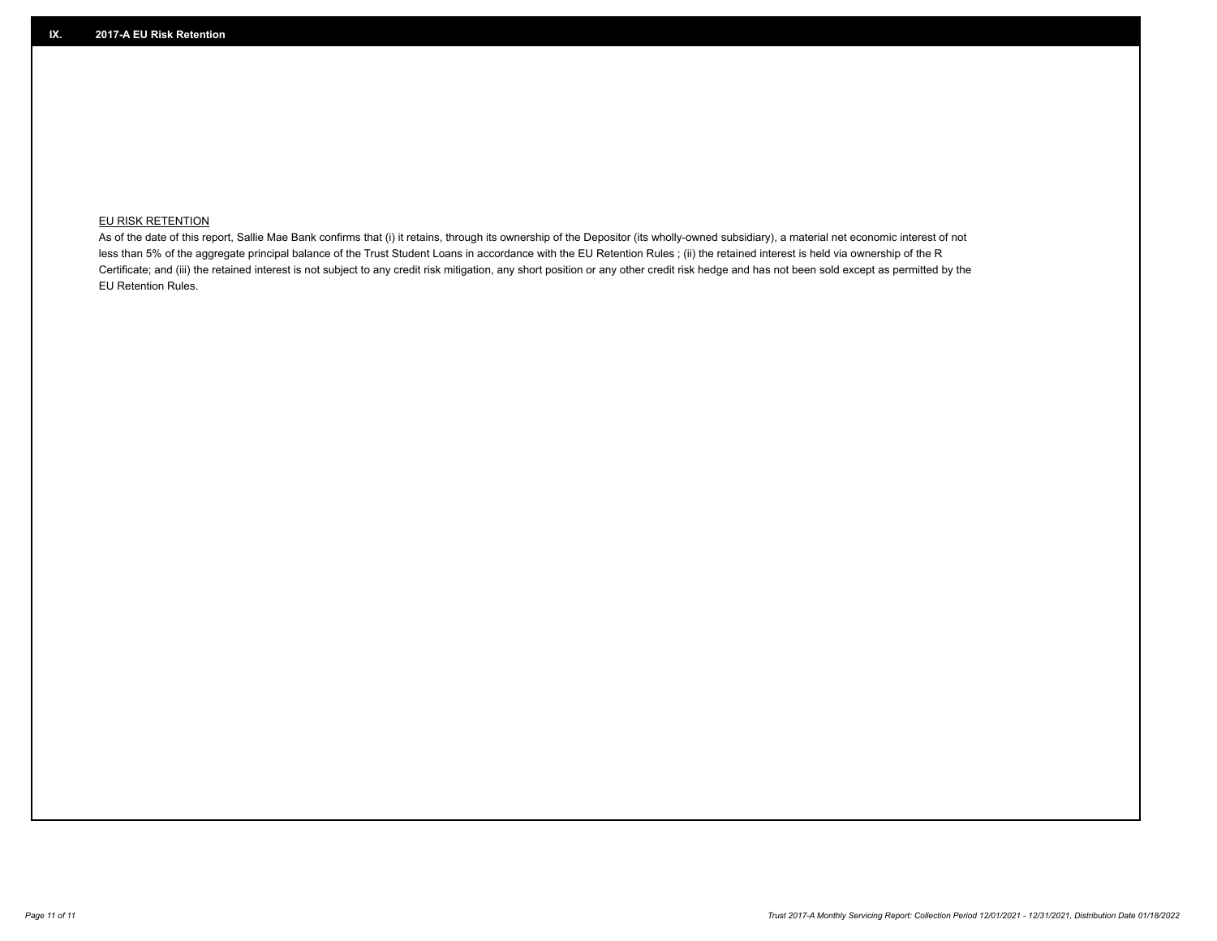## IX. 2017-A EU Risk Retention

EU RISK RETENTION

As of the date of this report, Sallie Mae Bank confirms that (i) it retains, through its ownership of the Depositor (its wholly-owned subsidiary), a material net economic interest of not less than 5% of the aggregate principal balance of the Trust Student Loans in accordance with the EU Retention Rules ; (ii) the retained interest is held via ownership of the R Certificate; and (iii) the retained interest is not subject to any credit risk mitigation, any short position or any other credit risk hedge and has not been sold except as permitted by the EU Retention Rules.